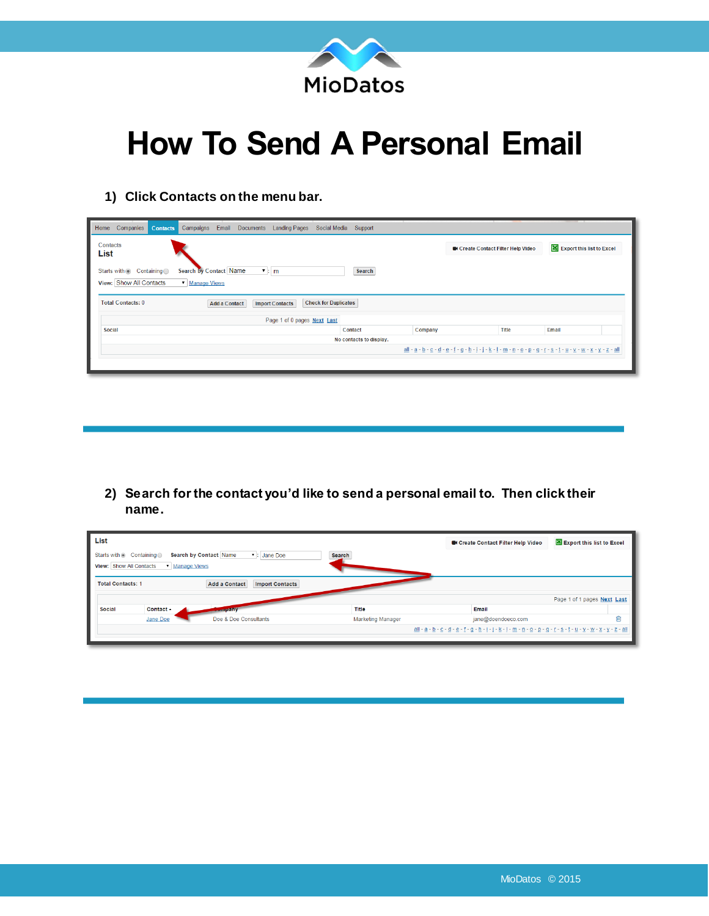MioDatos

# How To Send A Personal Email

1) **Click Contacts on the menu bar.**

2) **Search for the contact you'd like to send a personal email to. Then click their name.**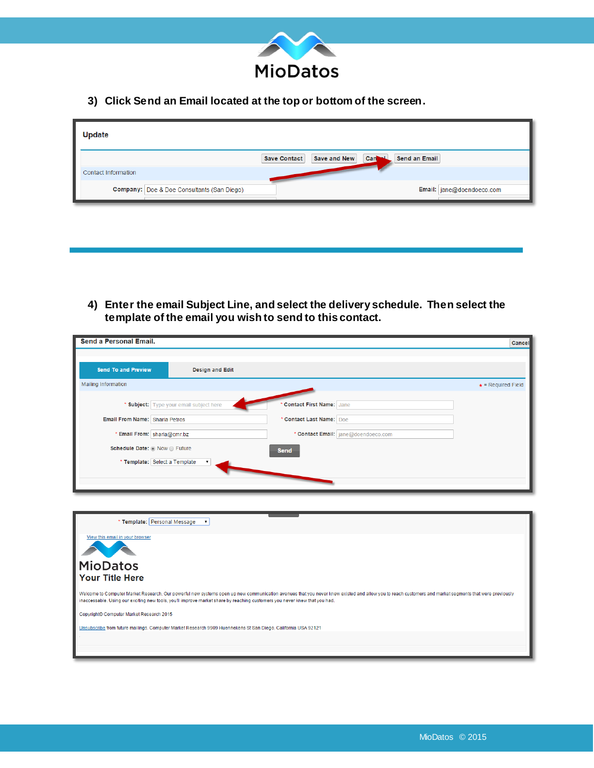3) Click Send an Email located at the top or bottom of the screen.

4) Enter the email Subject Line, and select the delivery schedule. Then select the template of the email you wish to send to this contact.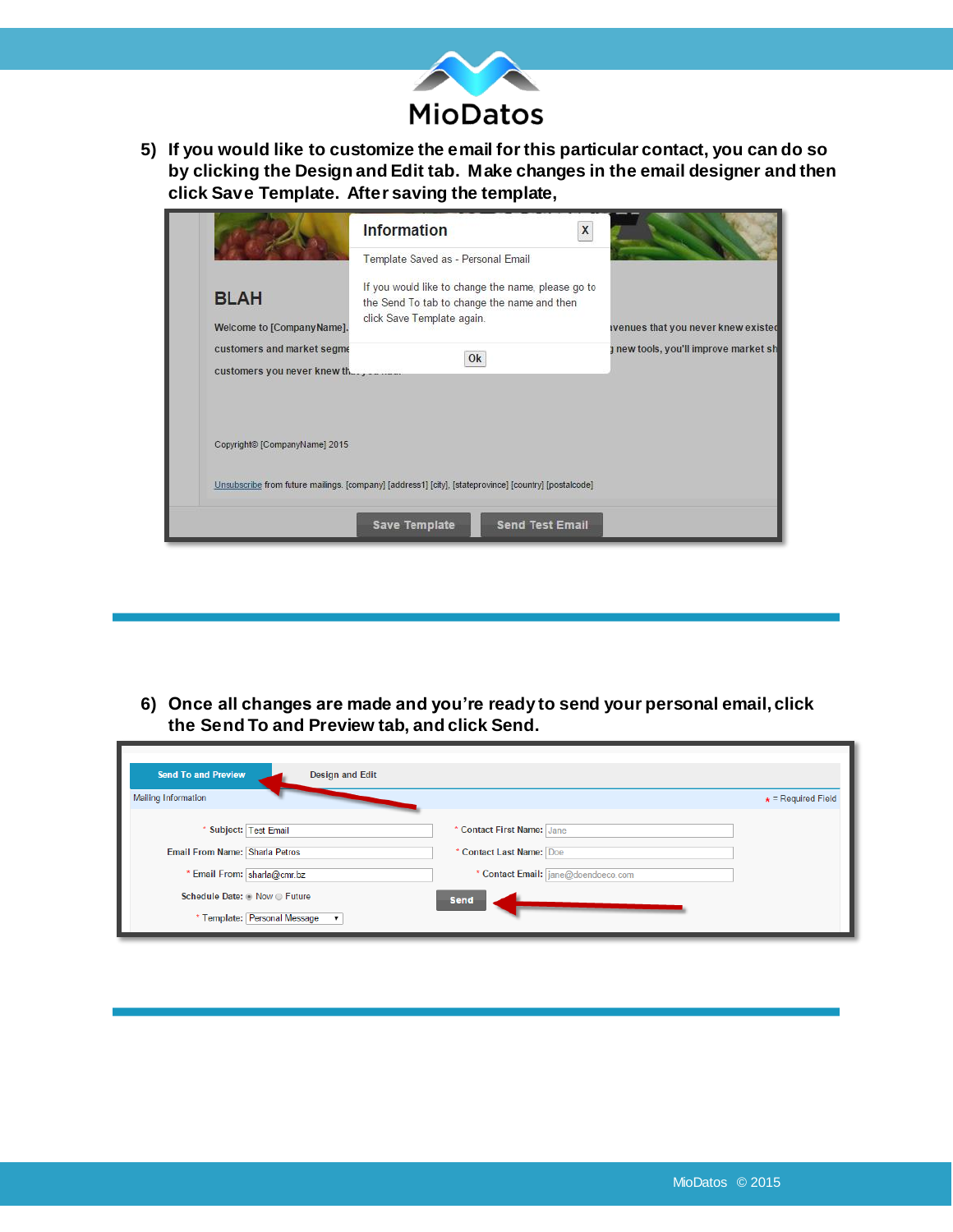5) **If you would like to customize the email for this particular contact, you can do so by clicking the Design and Edit tab. Make changes in the email designer and then click Save Template. After saving the template,**

6) **Once all changes are made and you're ready to send your personal email, click the Send To and Preview tab, and click Send.**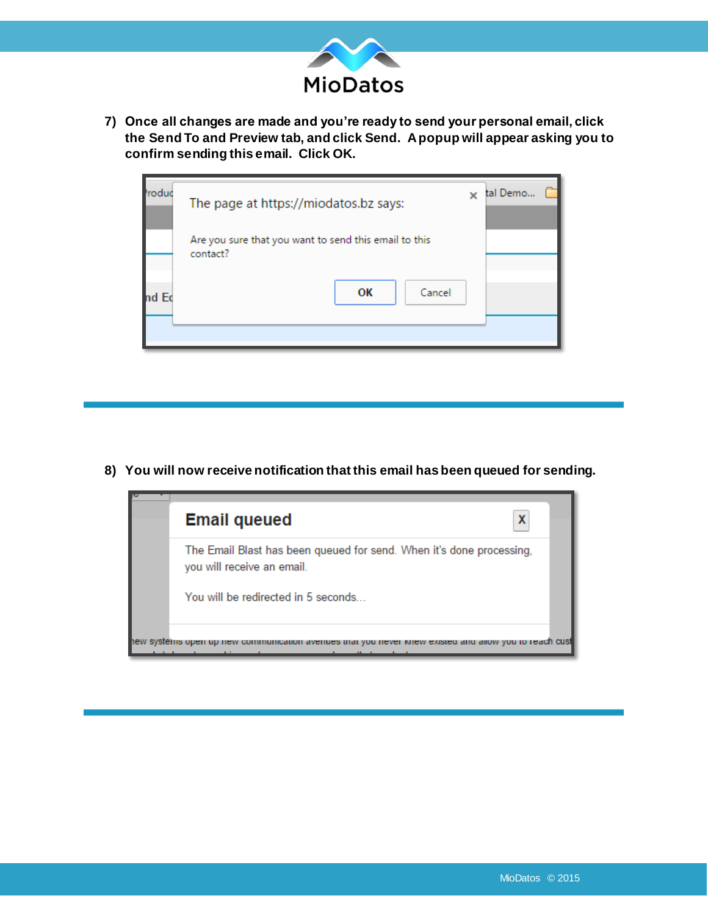7) **Once all changes are made and you're ready to send your personal email, click the Send To and Preview tab, and click Send. A popup will appear asking you to confirm sending this email. Click OK.**

The page at https://miodatos.bz says:

Are you sure that you want to send this email to this contact?

OK Cancel

8) **You will now receive notification that this email has been queued for sending.**

**Email queued**

The Email Blast has been queued for send. When it's done processing, you will receive an email.

You will be redirected in 5 seconds...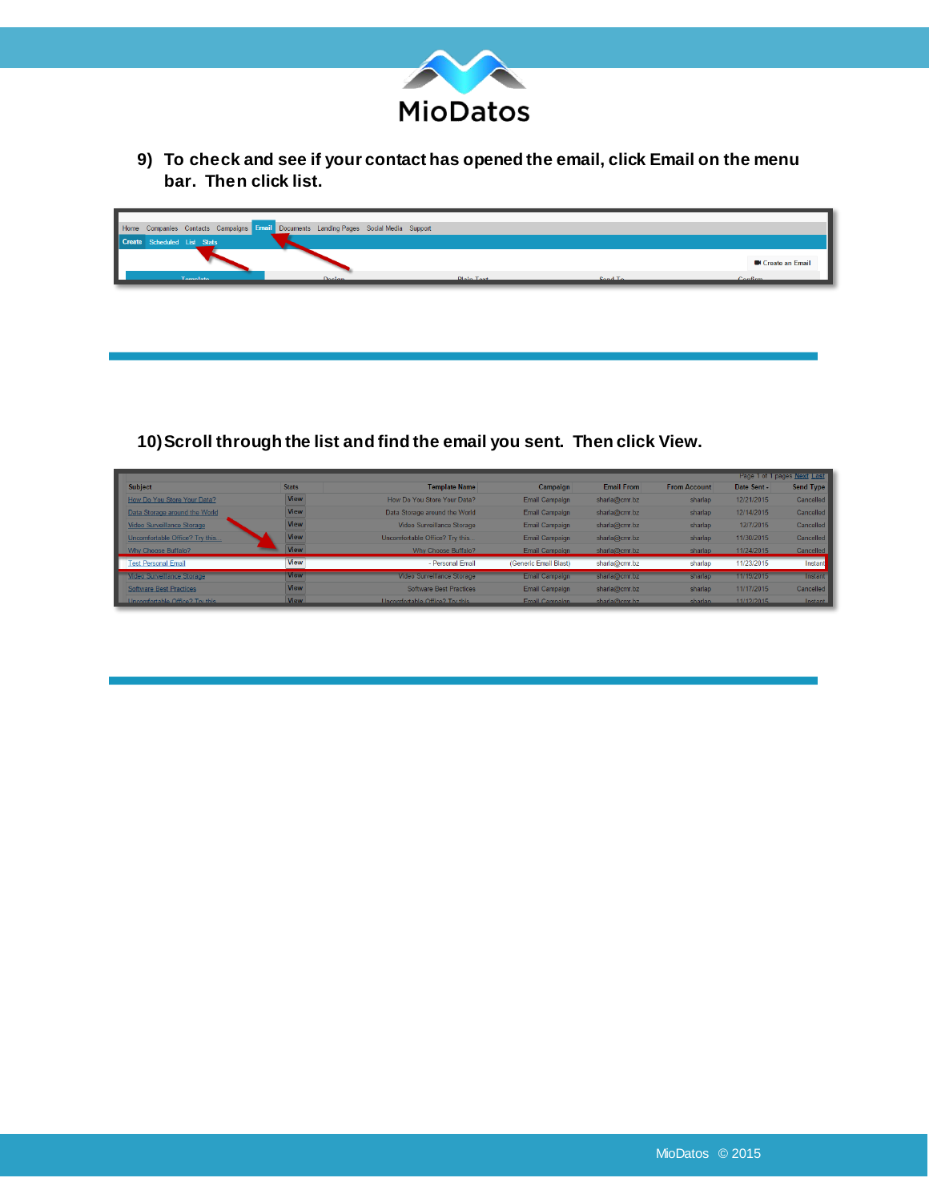9) **To check and see if your contact has opened the email, click Email on the menu bar. Then click list.**

10) **Scroll through the list and find the email you sent. Then click View.**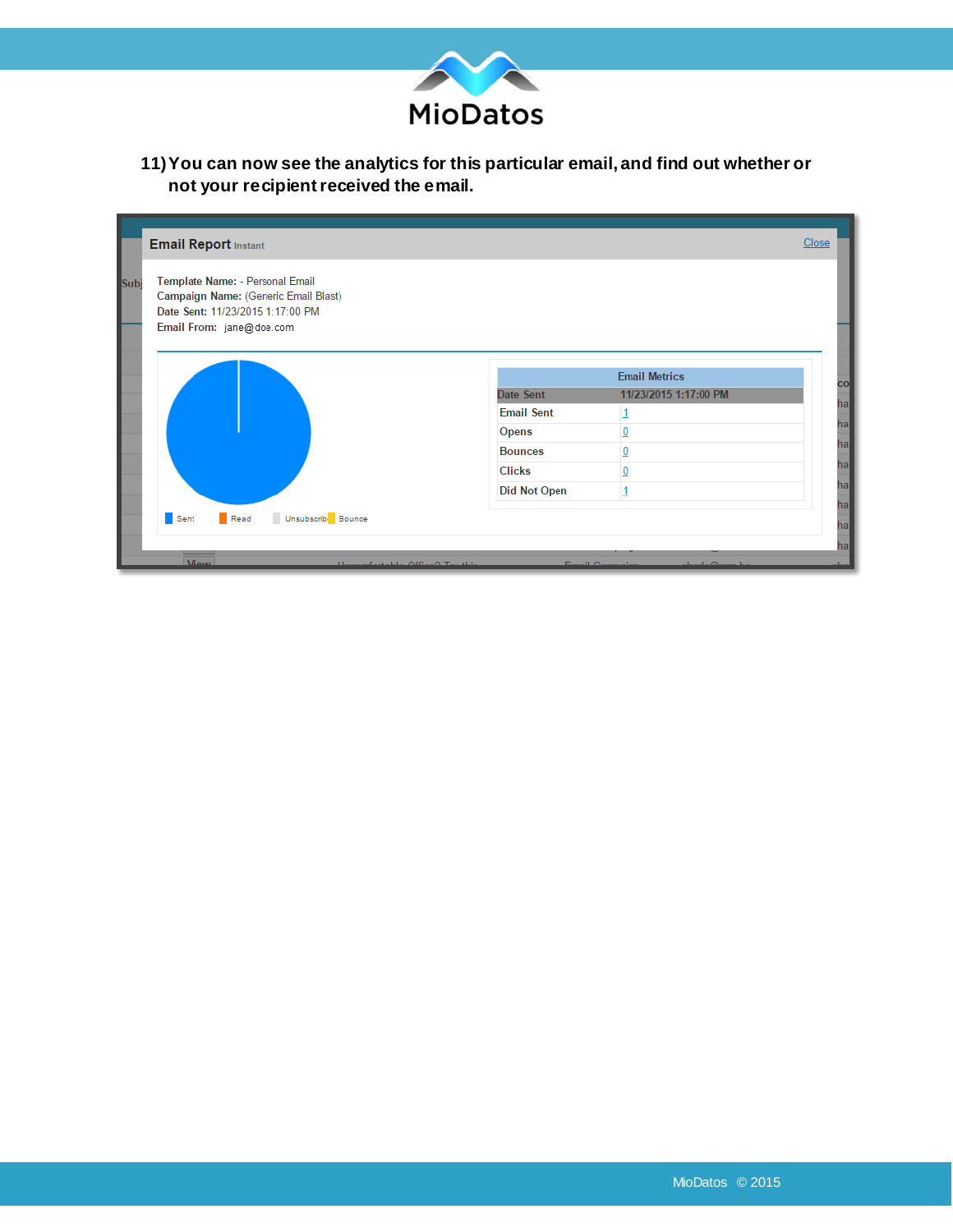11) You can now see the analytics for this particular email, and find out whether or not your recipient received the email.

**Email Report** Instant

Close

**Template Name:** - Personal Email
**Campaign Name:** (Generic Email Blast)
**Date Sent:** 11/23/2015 1:17:00 PM
**Email From:** jane@doe.com

Sent
Read
Unsubscrib
Bounce

| Email Metrics | |
|---|---|
| Date Sent | 11/23/2015 1:17:00 PM |
| Email Sent | 1 |
| Opens | 0 |
| Bounces | 0 |
| Clicks | 0 |
| Did Not Open | 1 |